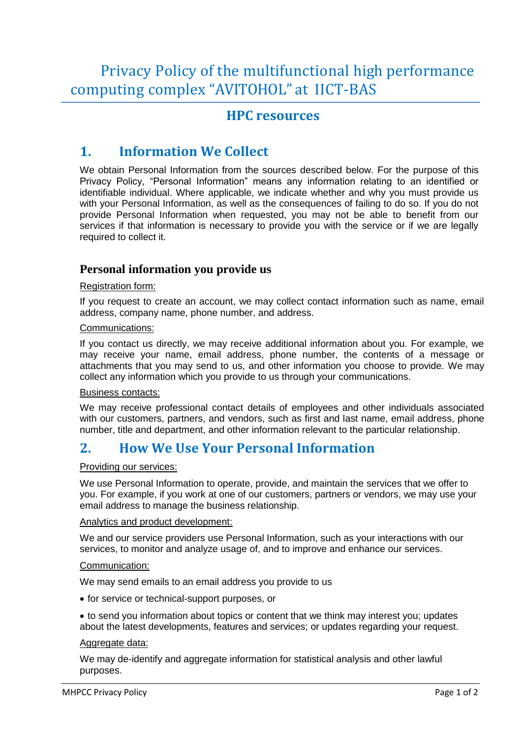# Privacy Policy of the multifunctional high performance computing complex “AVITOHOL” at IICT-BAS

## HPC resources

## 1. Information We Collect

We obtain Personal Information from the sources described below. For the purpose of this Privacy Policy, “Personal Information” means any information relating to an identified or identifiable individual. Where applicable, we indicate whether and why you must provide us with your Personal Information, as well as the consequences of failing to do so. If you do not provide Personal Information when requested, you may not be able to benefit from our services if that information is necessary to provide you with the service or if we are legally required to collect it.

### Personal information you provide us

Registration form:

If you request to create an account, we may collect contact information such as name, email address, company name, phone number, and address.

Communications:

If you contact us directly, we may receive additional information about you. For example, we may receive your name, email address, phone number, the contents of a message or attachments that you may send to us, and other information you choose to provide. We may collect any information which you provide to us through your communications.

Business contacts:

We may receive professional contact details of employees and other individuals associated with our customers, partners, and vendors, such as first and last name, email address, phone number, title and department, and other information relevant to the particular relationship.

## 2. How We Use Your Personal Information

Providing our services:

We use Personal Information to operate, provide, and maintain the services that we offer to you. For example, if you work at one of our customers, partners or vendors, we may use your email address to manage the business relationship.

Analytics and product development:

We and our service providers use Personal Information, such as your interactions with our services, to monitor and analyze usage of, and to improve and enhance our services.

Communication:

We may send emails to an email address you provide to us

- for service or technical-support purposes, or
- to send you information about topics or content that we think may interest you; updates about the latest developments, features and services; or updates regarding your request.

Aggregate data:

We may de-identify and aggregate information for statistical analysis and other lawful purposes.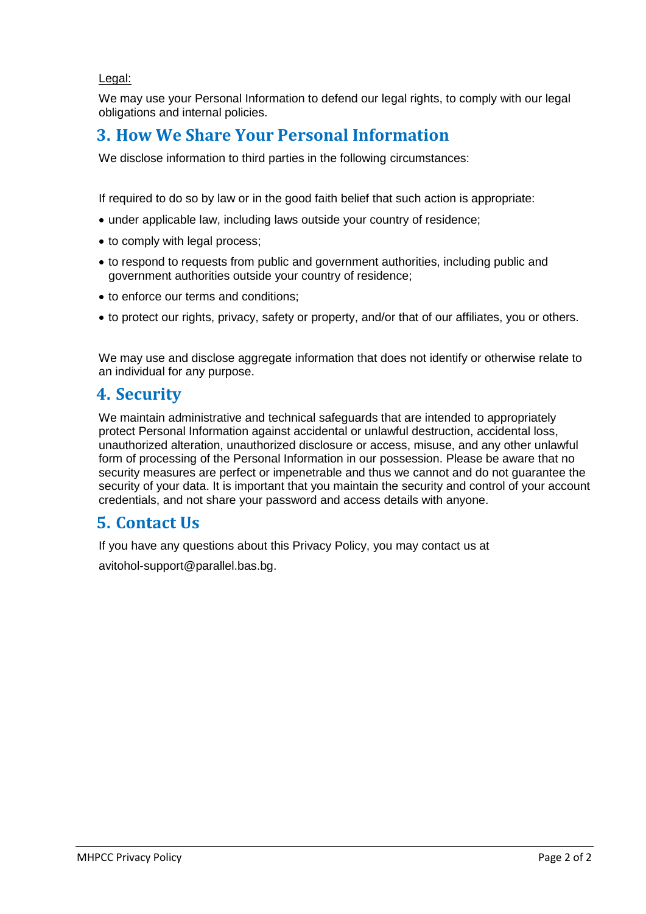Legal:

We may use your Personal Information to defend our legal rights, to comply with our legal obligations and internal policies.

## 3. How We Share Your Personal Information

We disclose information to third parties in the following circumstances:

If required to do so by law or in the good faith belief that such action is appropriate:

- under applicable law, including laws outside your country of residence;
- to comply with legal process;
- to respond to requests from public and government authorities, including public and government authorities outside your country of residence;
- to enforce our terms and conditions;
- to protect our rights, privacy, safety or property, and/or that of our affiliates, you or others.

We may use and disclose aggregate information that does not identify or otherwise relate to an individual for any purpose.

## 4. Security

We maintain administrative and technical safeguards that are intended to appropriately protect Personal Information against accidental or unlawful destruction, accidental loss, unauthorized alteration, unauthorized disclosure or access, misuse, and any other unlawful form of processing of the Personal Information in our possession. Please be aware that no security measures are perfect or impenetrable and thus we cannot and do not guarantee the security of your data. It is important that you maintain the security and control of your account credentials, and not share your password and access details with anyone.

## 5. Contact Us

If you have any questions about this Privacy Policy, you may contact us at

avitohol-support@parallel.bas.bg.